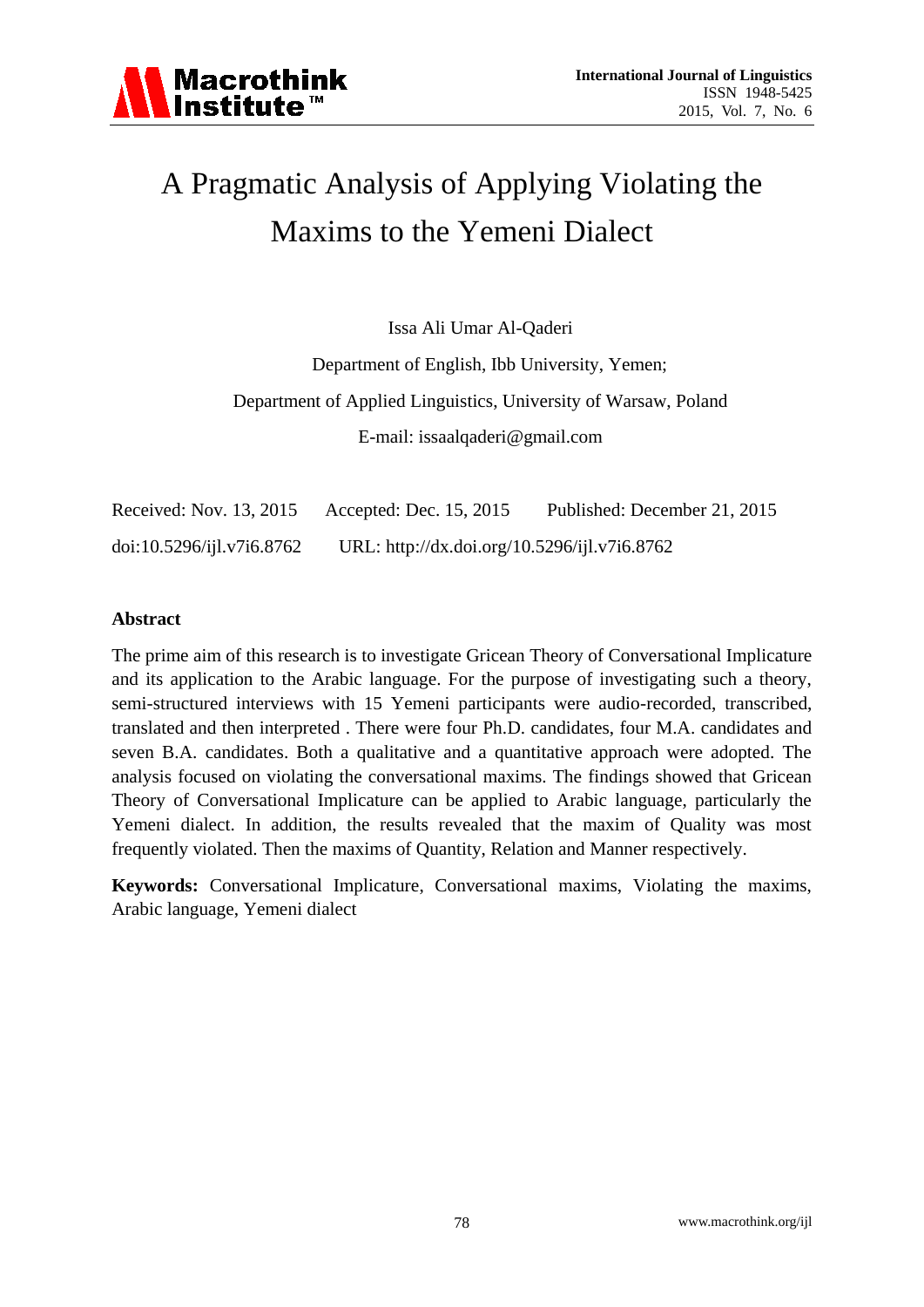# A Pragmatic Analysis of Applying Violating the Maxims to the Yemeni Dialect

Issa Ali Umar Al-Qaderi

Department of English, Ibb University, Yemen;

Department of Applied Linguistics, University of Warsaw, Poland

E-mail: issaalqaderi@gmail.com

Received: Nov. 13, 2015 Accepted: Dec. 15, 2015 Published: December 21, 2015

doi:10.5296/ijl.v7i6.8762 URL: http://dx.doi.org/10.5296/ijl.v7i6.8762

## Abstract

The prime aim of this research is to investigate Gricean Theory of Conversational Implicature and its application to the Arabic language. For the purpose of investigating such a theory, semi-structured interviews with 15 Yemeni participants were audio-recorded, transcribed, translated and then interpreted . There were four Ph.D. candidates, four M.A. candidates and seven B.A. candidates. Both a qualitative and a quantitative approach were adopted. The analysis focused on violating the conversational maxims. The findings showed that Gricean Theory of Conversational Implicature can be applied to Arabic language, particularly the Yemeni dialect. In addition, the results revealed that the maxim of Quality was most frequently violated. Then the maxims of Quantity, Relation and Manner respectively.

**Keywords:** Conversational Implicature, Conversational maxims, Violating the maxims, Arabic language, Yemeni dialect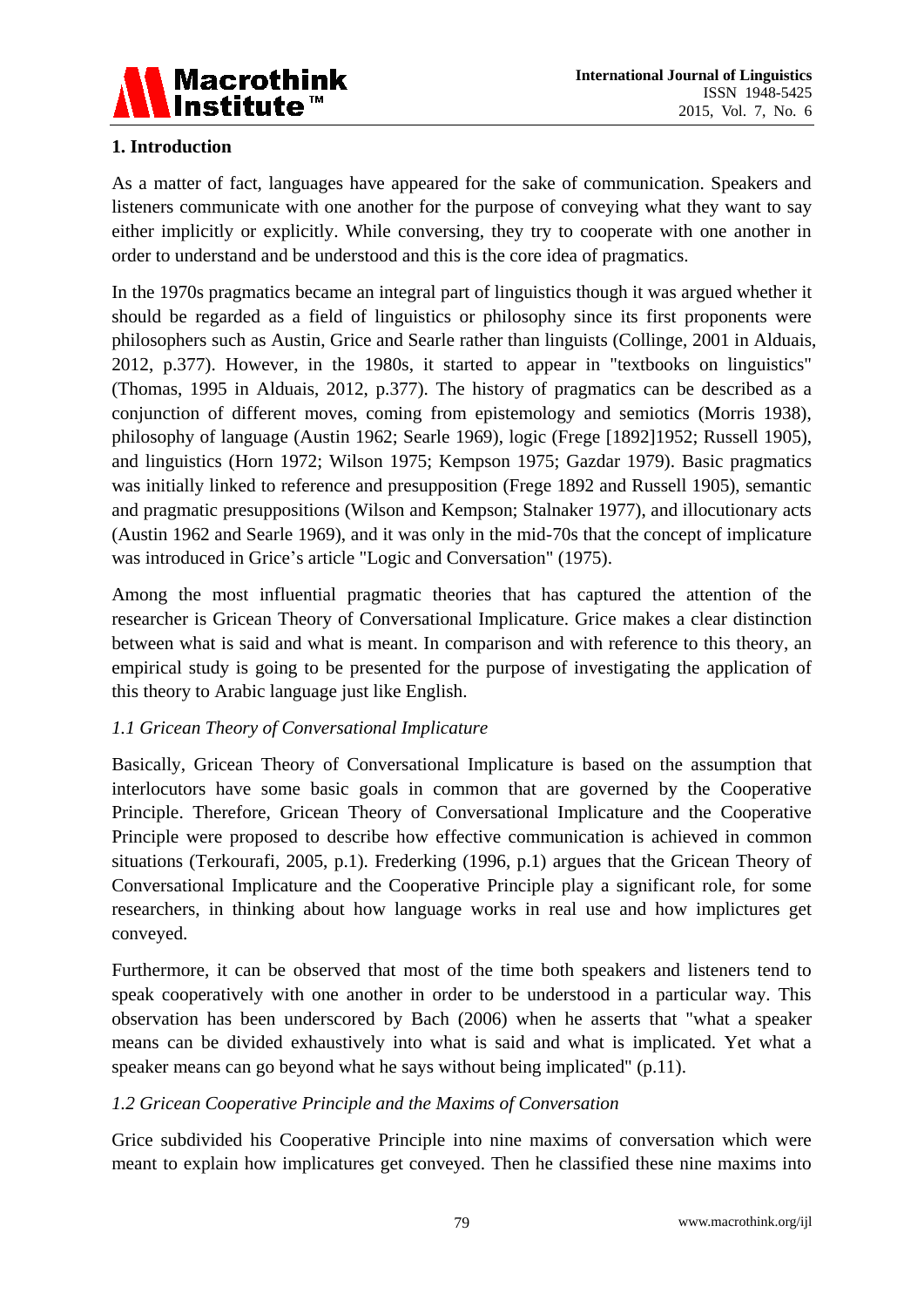## 1. Introduction

As a matter of fact, languages have appeared for the sake of communication. Speakers and listeners communicate with one another for the purpose of conveying what they want to say either implicitly or explicitly. While conversing, they try to cooperate with one another in order to understand and be understood and this is the core idea of pragmatics.

In the 1970s pragmatics became an integral part of linguistics though it was argued whether it should be regarded as a field of linguistics or philosophy since its first proponents were philosophers such as Austin, Grice and Searle rather than linguists (Collinge, 2001 in Alduais, 2012, p.377). However, in the 1980s, it started to appear in "textbooks on linguistics" (Thomas, 1995 in Alduais, 2012, p.377). The history of pragmatics can be described as a conjunction of different moves, coming from epistemology and semiotics (Morris 1938), philosophy of language (Austin 1962; Searle 1969), logic (Frege [1892]1952; Russell 1905), and linguistics (Horn 1972; Wilson 1975; Kempson 1975; Gazdar 1979). Basic pragmatics was initially linked to reference and presupposition (Frege 1892 and Russell 1905), semantic and pragmatic presuppositions (Wilson and Kempson; Stalnaker 1977), and illocutionary acts (Austin 1962 and Searle 1969), and it was only in the mid-70s that the concept of implicature was introduced in Grice's article "Logic and Conversation" (1975).

Among the most influential pragmatic theories that has captured the attention of the researcher is Gricean Theory of Conversational Implicature. Grice makes a clear distinction between what is said and what is meant. In comparison and with reference to this theory, an empirical study is going to be presented for the purpose of investigating the application of this theory to Arabic language just like English.

### *1.1 Gricean Theory of Conversational Implicature*

Basically, Gricean Theory of Conversational Implicature is based on the assumption that interlocutors have some basic goals in common that are governed by the Cooperative Principle. Therefore, Gricean Theory of Conversational Implicature and the Cooperative Principle were proposed to describe how effective communication is achieved in common situations (Terkourafi, 2005, p.1). Frederking (1996, p.1) argues that the Gricean Theory of Conversational Implicature and the Cooperative Principle play a significant role, for some researchers, in thinking about how language works in real use and how implictures get conveyed.

Furthermore, it can be observed that most of the time both speakers and listeners tend to speak cooperatively with one another in order to be understood in a particular way. This observation has been underscored by Bach (2006) when he asserts that "what a speaker means can be divided exhaustively into what is said and what is implicated. Yet what a speaker means can go beyond what he says without being implicated" (p.11).

### *1.2 Gricean Cooperative Principle and the Maxims of Conversation*

Grice subdivided his Cooperative Principle into nine maxims of conversation which were meant to explain how implicatures get conveyed. Then he classified these nine maxims into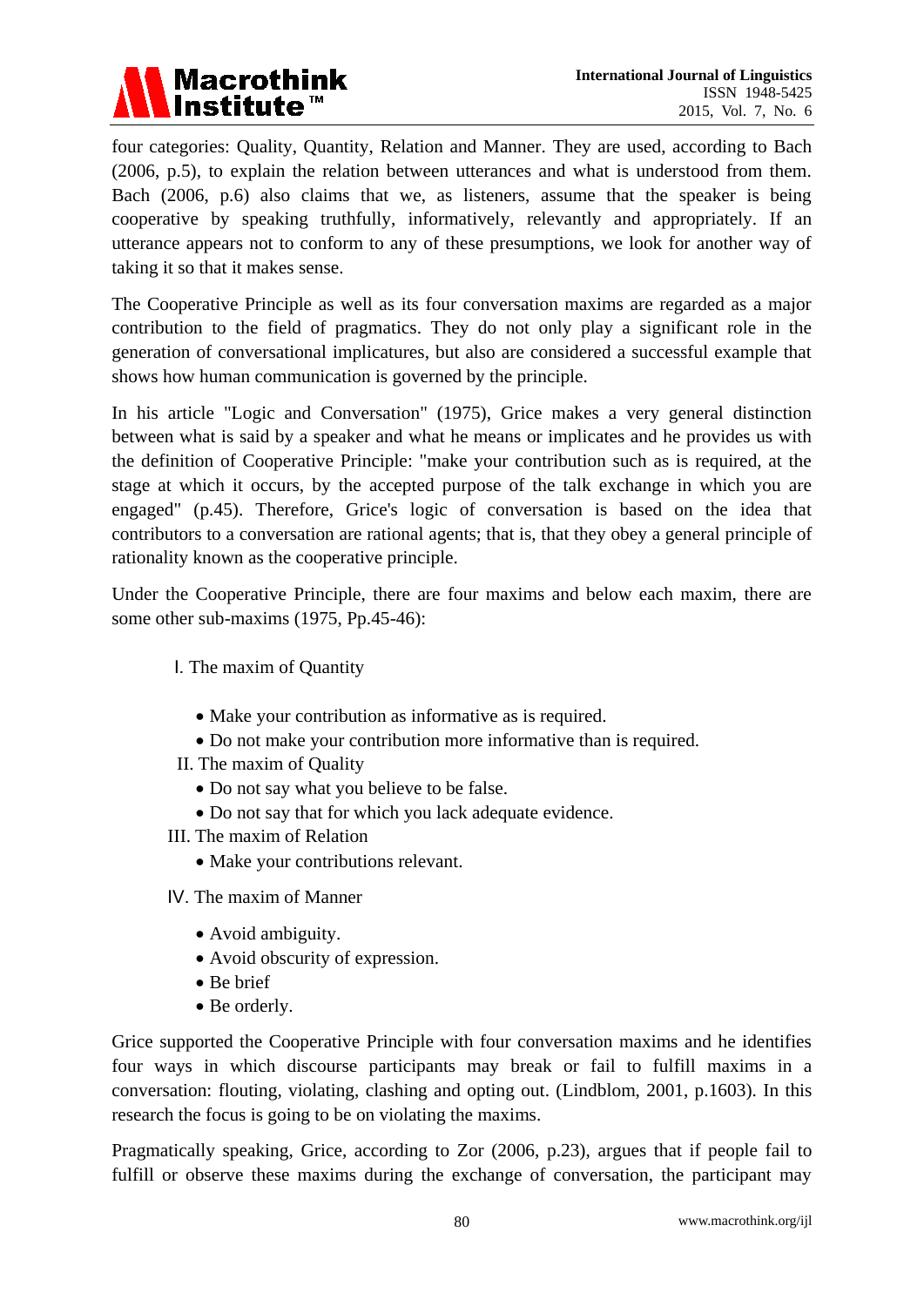four categories: Quality, Quantity, Relation and Manner. They are used, according to Bach (2006, p.5), to explain the relation between utterances and what is understood from them. Bach (2006, p.6) also claims that we, as listeners, assume that the speaker is being cooperative by speaking truthfully, informatively, relevantly and appropriately. If an utterance appears not to conform to any of these presumptions, we look for another way of taking it so that it makes sense.

The Cooperative Principle as well as its four conversation maxims are regarded as a major contribution to the field of pragmatics. They do not only play a significant role in the generation of conversational implicatures, but also are considered a successful example that shows how human communication is governed by the principle.

In his article "Logic and Conversation" (1975), Grice makes a very general distinction between what is said by a speaker and what he means or implicates and he provides us with the definition of Cooperative Principle: "make your contribution such as is required, at the stage at which it occurs, by the accepted purpose of the talk exchange in which you are engaged" (p.45). Therefore, Grice's logic of conversation is based on the idea that contributors to a conversation are rational agents; that is, that they obey a general principle of rationality known as the cooperative principle.

Under the Cooperative Principle, there are four maxims and below each maxim, there are some other sub-maxims (1975, Pp.45-46):

I. The maxim of Quantity

- Make your contribution as informative as is required.
- Do not make your contribution more informative than is required.

II. The maxim of Quality

- Do not say what you believe to be false.
- Do not say that for which you lack adequate evidence.

III. The maxim of Relation

- Make your contributions relevant.

IV. The maxim of Manner

- Avoid ambiguity.
- Avoid obscurity of expression.
- Be brief
- Be orderly.

Grice supported the Cooperative Principle with four conversation maxims and he identifies four ways in which discourse participants may break or fail to fulfill maxims in a conversation: flouting, violating, clashing and opting out. (Lindblom, 2001, p.1603). In this research the focus is going to be on violating the maxims.

Pragmatically speaking, Grice, according to Zor (2006, p.23), argues that if people fail to fulfill or observe these maxims during the exchange of conversation, the participant may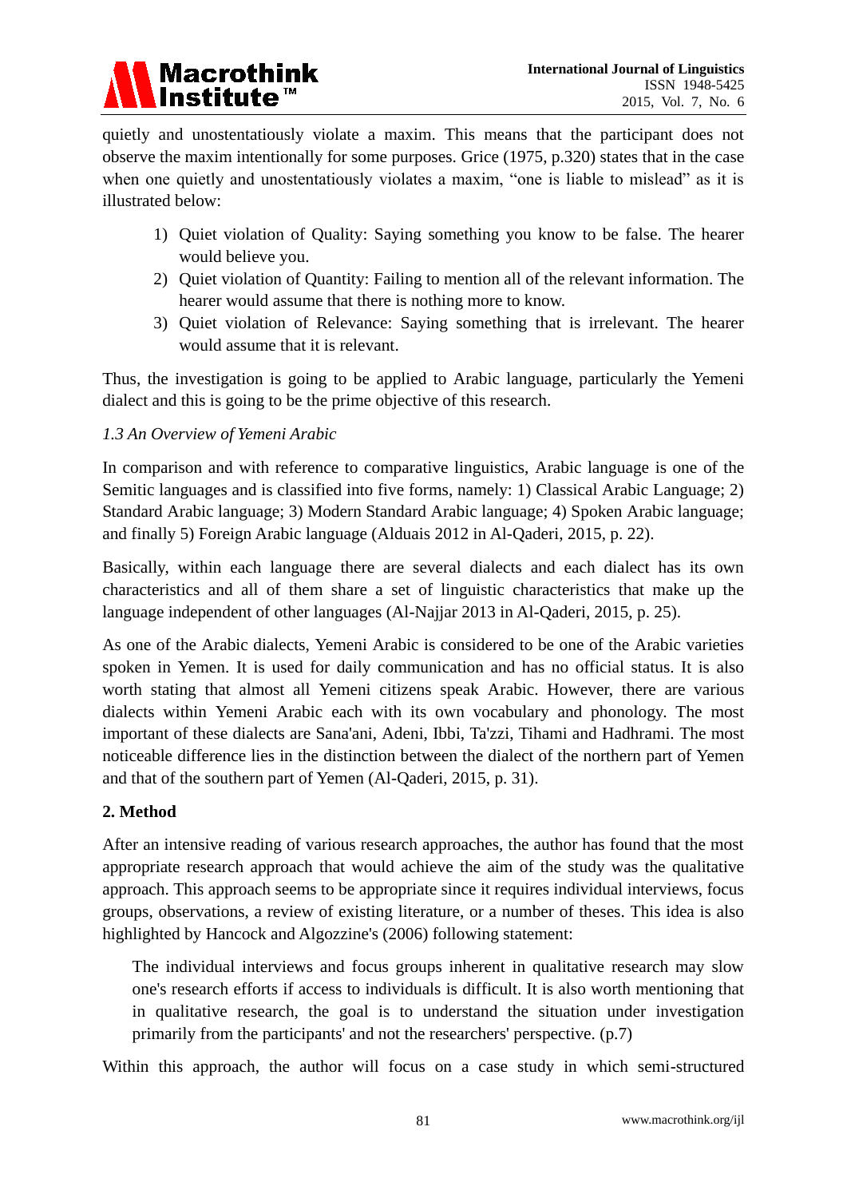quietly and unostentatiously violate a maxim. This means that the participant does not observe the maxim intentionally for some purposes. Grice (1975, p.320) states that in the case when one quietly and unostentatiously violates a maxim, "one is liable to mislead" as it is illustrated below:

1) Quiet violation of Quality: Saying something you know to be false. The hearer would believe you.
2) Quiet violation of Quantity: Failing to mention all of the relevant information. The hearer would assume that there is nothing more to know.
3) Quiet violation of Relevance: Saying something that is irrelevant. The hearer would assume that it is relevant.

Thus, the investigation is going to be applied to Arabic language, particularly the Yemeni dialect and this is going to be the prime objective of this research.

### *1.3 An Overview of Yemeni Arabic*

In comparison and with reference to comparative linguistics, Arabic language is one of the Semitic languages and is classified into five forms, namely: 1) Classical Arabic Language; 2) Standard Arabic language; 3) Modern Standard Arabic language; 4) Spoken Arabic language; and finally 5) Foreign Arabic language (Alduais 2012 in Al-Qaderi, 2015, p. 22).

Basically, within each language there are several dialects and each dialect has its own characteristics and all of them share a set of linguistic characteristics that make up the language independent of other languages (Al-Najjar 2013 in Al-Qaderi, 2015, p. 25).

As one of the Arabic dialects, Yemeni Arabic is considered to be one of the Arabic varieties spoken in Yemen. It is used for daily communication and has no official status. It is also worth stating that almost all Yemeni citizens speak Arabic. However, there are various dialects within Yemeni Arabic each with its own vocabulary and phonology. The most important of these dialects are Sana'ani, Adeni, Ibbi, Ta'zzi, Tihami and Hadhrami. The most noticeable difference lies in the distinction between the dialect of the northern part of Yemen and that of the southern part of Yemen (Al-Qaderi, 2015, p. 31).

## 2. Method

After an intensive reading of various research approaches, the author has found that the most appropriate research approach that would achieve the aim of the study was the qualitative approach. This approach seems to be appropriate since it requires individual interviews, focus groups, observations, a review of existing literature, or a number of theses. This idea is also highlighted by Hancock and Algozzine's (2006) following statement:

> The individual interviews and focus groups inherent in qualitative research may slow one's research efforts if access to individuals is difficult. It is also worth mentioning that in qualitative research, the goal is to understand the situation under investigation primarily from the participants' and not the researchers' perspective. (p.7)

Within this approach, the author will focus on a case study in which semi-structured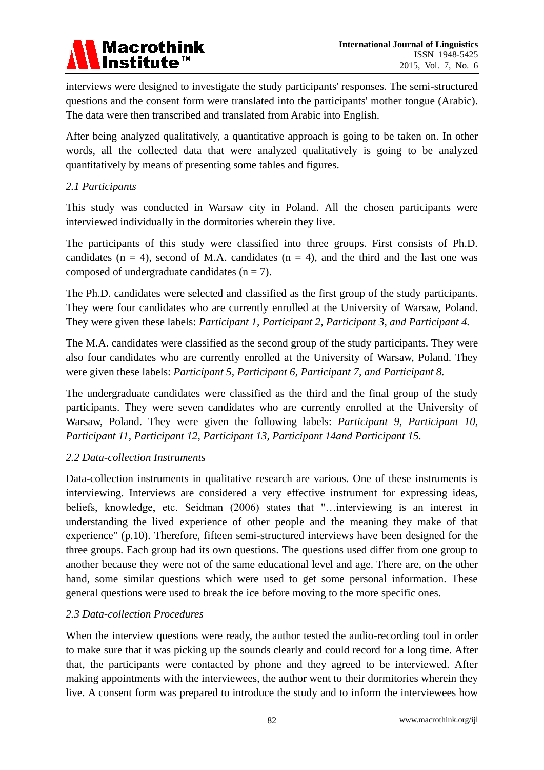interviews were designed to investigate the study participants' responses. The semi-structured questions and the consent form were translated into the participants' mother tongue (Arabic). The data were then transcribed and translated from Arabic into English.

After being analyzed qualitatively, a quantitative approach is going to be taken on. In other words, all the collected data that were analyzed qualitatively is going to be analyzed quantitatively by means of presenting some tables and figures.

### *2.1 Participants*

This study was conducted in Warsaw city in Poland. All the chosen participants were interviewed individually in the dormitories wherein they live.

The participants of this study were classified into three groups. First consists of Ph.D. candidates (n = 4), second of M.A. candidates (n = 4), and the third and the last one was composed of undergraduate candidates (n = 7).

The Ph.D. candidates were selected and classified as the first group of the study participants. They were four candidates who are currently enrolled at the University of Warsaw, Poland. They were given these labels: *Participant 1*, *Participant 2, Participant 3, and Participant 4.*

The M.A. candidates were classified as the second group of the study participants. They were also four candidates who are currently enrolled at the University of Warsaw, Poland. They were given these labels: *Participant 5, Participant 6, Participant 7, and Participant 8.*

The undergraduate candidates were classified as the third and the final group of the study participants. They were seven candidates who are currently enrolled at the University of Warsaw, Poland. They were given the following labels: *Participant 9, Participant 10, Participant 11, Participant 12, Participant 13, Participant 14and Participant 15.*

### *2.2 Data-collection Instruments*

Data-collection instruments in qualitative research are various. One of these instruments is interviewing. Interviews are considered a very effective instrument for expressing ideas, beliefs, knowledge, etc. Seidman (2006) states that "…interviewing is an interest in understanding the lived experience of other people and the meaning they make of that experience" (p.10). Therefore, fifteen semi-structured interviews have been designed for the three groups. Each group had its own questions. The questions used differ from one group to another because they were not of the same educational level and age. There are, on the other hand, some similar questions which were used to get some personal information. These general questions were used to break the ice before moving to the more specific ones.

### *2.3 Data-collection Procedures*

When the interview questions were ready, the author tested the audio-recording tool in order to make sure that it was picking up the sounds clearly and could record for a long time. After that, the participants were contacted by phone and they agreed to be interviewed. After making appointments with the interviewees, the author went to their dormitories wherein they live. A consent form was prepared to introduce the study and to inform the interviewees how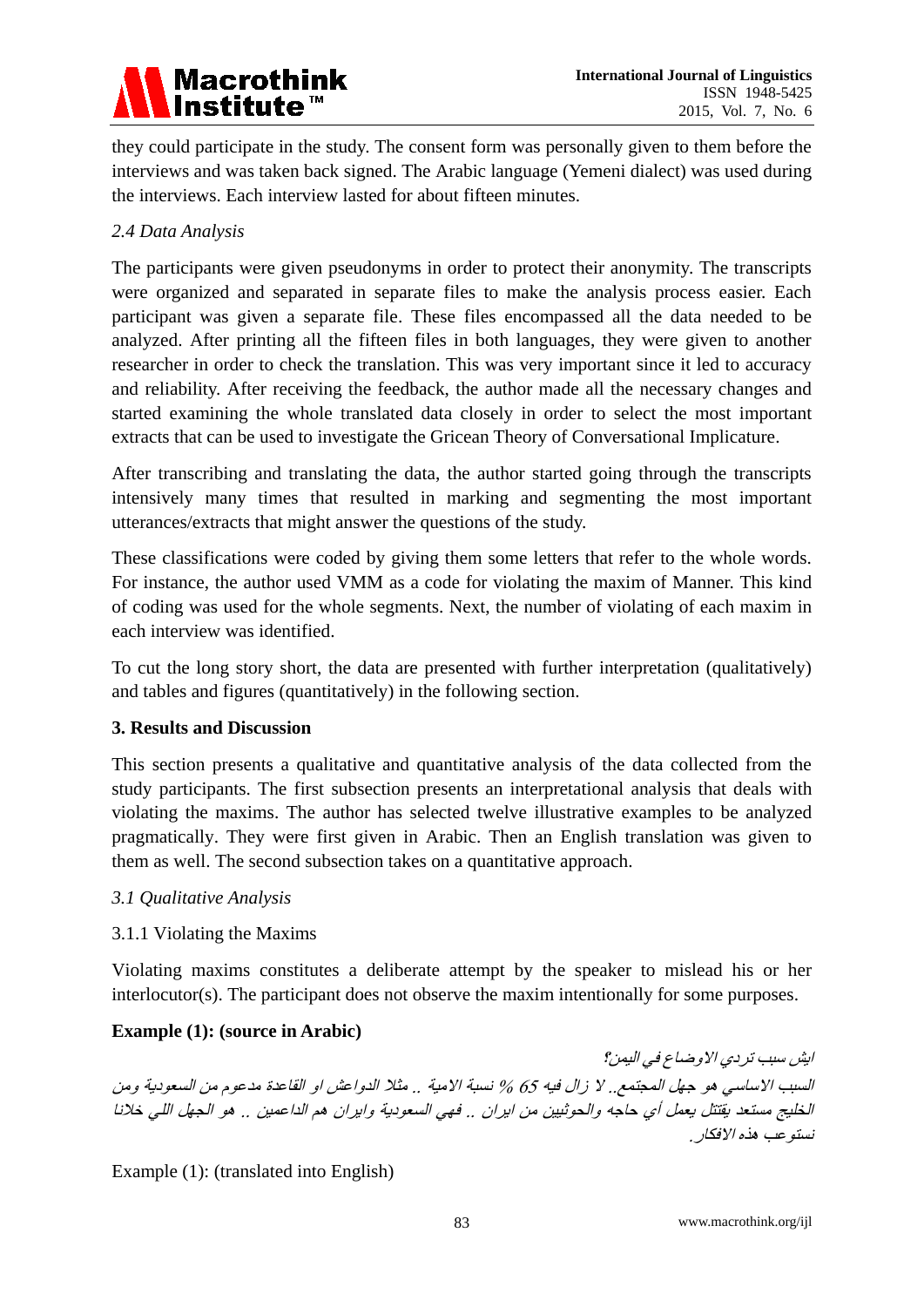they could participate in the study. The consent form was personally given to them before the interviews and was taken back signed. The Arabic language (Yemeni dialect) was used during the interviews. Each interview lasted for about fifteen minutes.

### *2.4 Data Analysis*

The participants were given pseudonyms in order to protect their anonymity. The transcripts were organized and separated in separate files to make the analysis process easier. Each participant was given a separate file. These files encompassed all the data needed to be analyzed. After printing all the fifteen files in both languages, they were given to another researcher in order to check the translation. This was very important since it led to accuracy and reliability. After receiving the feedback, the author made all the necessary changes and started examining the whole translated data closely in order to select the most important extracts that can be used to investigate the Gricean Theory of Conversational Implicature.

After transcribing and translating the data, the author started going through the transcripts intensively many times that resulted in marking and segmenting the most important utterances/extracts that might answer the questions of the study.

These classifications were coded by giving them some letters that refer to the whole words. For instance, the author used VMM as a code for violating the maxim of Manner. This kind of coding was used for the whole segments. Next, the number of violating of each maxim in each interview was identified.

To cut the long story short, the data are presented with further interpretation (qualitatively) and tables and figures (quantitatively) in the following section.

## 3. Results and Discussion

This section presents a qualitative and quantitative analysis of the data collected from the study participants. The first subsection presents an interpretational analysis that deals with violating the maxims. The author has selected twelve illustrative examples to be analyzed pragmatically. They were first given in Arabic. Then an English translation was given to them as well. The second subsection takes on a quantitative approach.

### *3.1 Qualitative Analysis*

#### 3.1.1 Violating the Maxims

Violating maxims constitutes a deliberate attempt by the speaker to mislead his or her interlocutor(s). The participant does not observe the maxim intentionally for some purposes.

**Example (1): (source in Arabic)**

*ايش سبب تردي الاوضاع في اليمن؟*

*السبب الاساسي هو جهل المجتمع.. لا زال فيه 65 % نسبة الامية .. مثلا الدواعش او القاعدة مدعوم من السعودية ومن الخليج مستعد يقتتل يعمل أي حاجه والحوثيين من ايران .. فهي السعودية وايران هم الداعمين .. هو الجهل اللي خلانا نستوعب هذه الافكار.*

Example (1): (translated into English)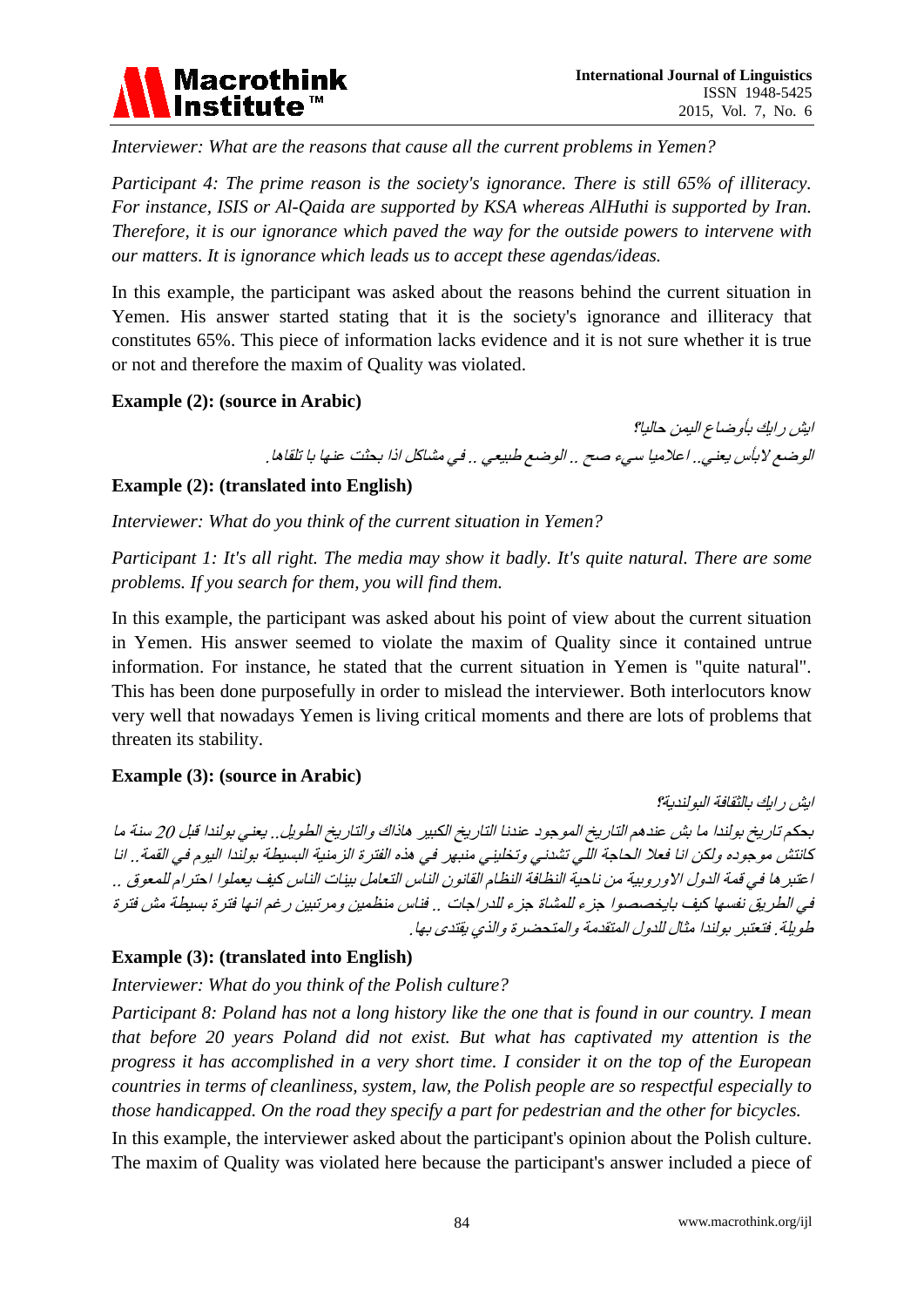*Interviewer: What are the reasons that cause all the current problems in Yemen?*

*Participant 4: The prime reason is the society's ignorance. There is still 65% of illiteracy. For instance, ISIS or Al-Qaida are supported by KSA whereas AlHuthi is supported by Iran. Therefore, it is our ignorance which paved the way for the outside powers to intervene with our matters. It is ignorance which leads us to accept these agendas/ideas.*

In this example, the participant was asked about the reasons behind the current situation in Yemen. His answer started stating that it is the society's ignorance and illiteracy that constitutes 65%. This piece of information lacks evidence and it is not sure whether it is true or not and therefore the maxim of Quality was violated.

**Example (2): (source in Arabic)**

*ايش رايك بأوضاع اليمن حاليا؟*

*الوضع لابأس يعني.. اعلاميا سيء صح .. الوضع طبيعي .. في مشاكل اذا بحثت عنها با تلقاها.*

**Example (2): (translated into English)**

*Interviewer: What do you think of the current situation in Yemen?*

*Participant 1: It's all right. The media may show it badly. It's quite natural. There are some problems. If you search for them, you will find them.*

In this example, the participant was asked about his point of view about the current situation in Yemen. His answer seemed to violate the maxim of Quality since it contained untrue information. For instance, he stated that the current situation in Yemen is "quite natural". This has been done purposefully in order to mislead the interviewer. Both interlocutors know very well that nowadays Yemen is living critical moments and there are lots of problems that threaten its stability.

**Example (3): (source in Arabic)**

*ايش رايك بالثقافة البولندية؟*

*بحكم تاريخ بولندا ما بش عندهم التاريخ الموجود عندنا التاريخ الكبير هاذاك والتاريخ الطويل.. يعني بولندا قبل 20 سنة ما كانتش موجوده ولكن انا فعلا الحاجة اللي تشدني وتخليني منبهر في هذه الفترة الزمنية البسيطة بولندا اليوم في القمة.. انا اعتبرها في قمة الدول الاوروبية من ناحية النظافة النظام القانون الناس التعامل بينات الناس كيف يعملوا احترام للمعوق .. في الطريق نفسها كيف بايخصصوا جزء للمشاة جزء للدراجات .. فناس منظمين ومرتبين رغم انها فترة بسيطة مش فترة طويلة. فتعتبر بولندا مثال للدول المتقدمة والمتحضرة والذي يقتدى بها.*

**Example (3): (translated into English)**

*Interviewer: What do you think of the Polish culture?*

*Participant 8: Poland has not a long history like the one that is found in our country. I mean that before 20 years Poland did not exist. But what has captivated my attention is the progress it has accomplished in a very short time. I consider it on the top of the European countries in terms of cleanliness, system, law, the Polish people are so respectful especially to those handicapped. On the road they specify a part for pedestrian and the other for bicycles.*

In this example, the interviewer asked about the participant's opinion about the Polish culture. The maxim of Quality was violated here because the participant's answer included a piece of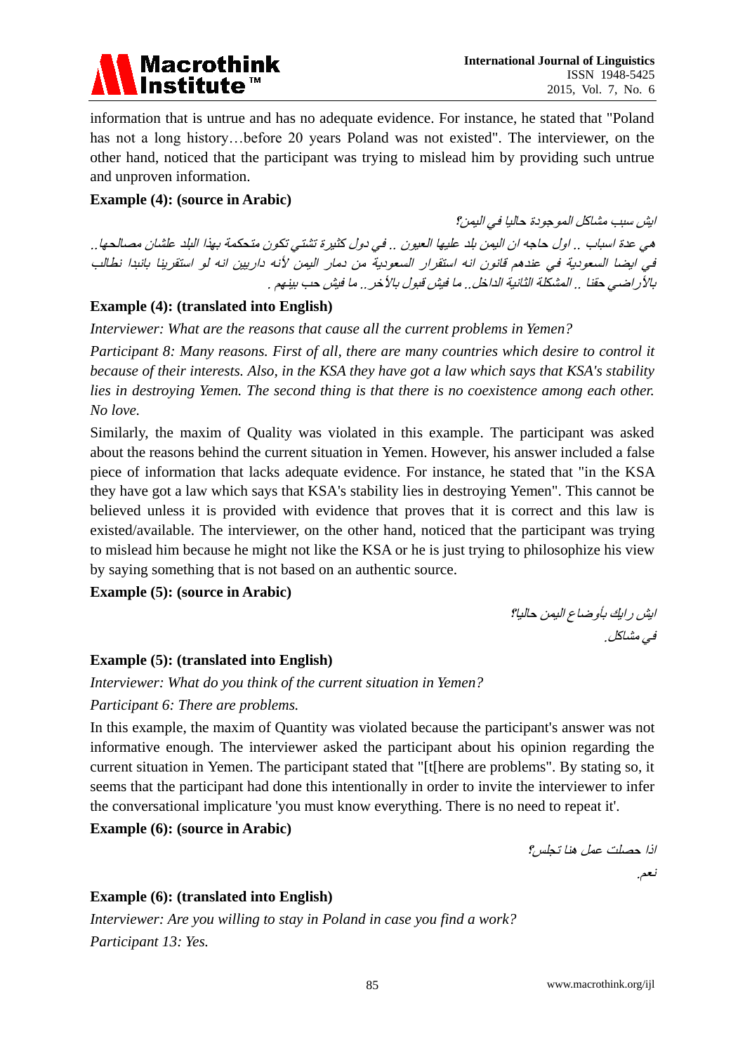information that is untrue and has no adequate evidence. For instance, he stated that "Poland has not a long history…before 20 years Poland was not existed". The interviewer, on the other hand, noticed that the participant was trying to mislead him by providing such untrue and unproven information.

**Example (4): (source in Arabic)**

*ايش سبب مشاكل الموجودة حاليا في اليمن؟*

*هي عدة اسباب .. اول حاجه ان اليمن بلد عليها العيون .. في دول كثيرة تشتي تكون متحكمة بهذا البلد علشان مصالحها.. في ايضا السعودية في عندهم قانون انه استقرار السعودية من دمار اليمن لأنه داريين انه لو استقرينا بانبدا نطالب بالأراضي حقنا .. المشكلة الثانية الداخل.. ما فيش قبول بالأخر.. ما فيش حب بينهم .*

**Example (4): (translated into English)**

*Interviewer: What are the reasons that cause all the current problems in Yemen?*

*Participant 8: Many reasons. First of all, there are many countries which desire to control it because of their interests. Also, in the KSA they have got a law which says that KSA's stability lies in destroying Yemen. The second thing is that there is no coexistence among each other. No love.*

Similarly, the maxim of Quality was violated in this example. The participant was asked about the reasons behind the current situation in Yemen. However, his answer included a false piece of information that lacks adequate evidence. For instance, he stated that "in the KSA they have got a law which says that KSA's stability lies in destroying Yemen". This cannot be believed unless it is provided with evidence that proves that it is correct and this law is existed/available. The interviewer, on the other hand, noticed that the participant was trying to mislead him because he might not like the KSA or he is just trying to philosophize his view by saying something that is not based on an authentic source.

**Example (5): (source in Arabic)**

*ايش رايك بأوضاع اليمن حاليا؟*

*في مشاكل.*

**Example (5): (translated into English)**

*Interviewer: What do you think of the current situation in Yemen?*

*Participant 6: There are problems.*

In this example, the maxim of Quantity was violated because the participant's answer was not informative enough. The interviewer asked the participant about his opinion regarding the current situation in Yemen. The participant stated that "[t[here are problems". By stating so, it seems that the participant had done this intentionally in order to invite the interviewer to infer the conversational implicature 'you must know everything. There is no need to repeat it'.

**Example (6): (source in Arabic)**

*اذا حصلت عمل هنا تجلس؟*

*نعم.*

**Example (6): (translated into English)**

*Interviewer: Are you willing to stay in Poland in case you find a work?*

*Participant 13: Yes.*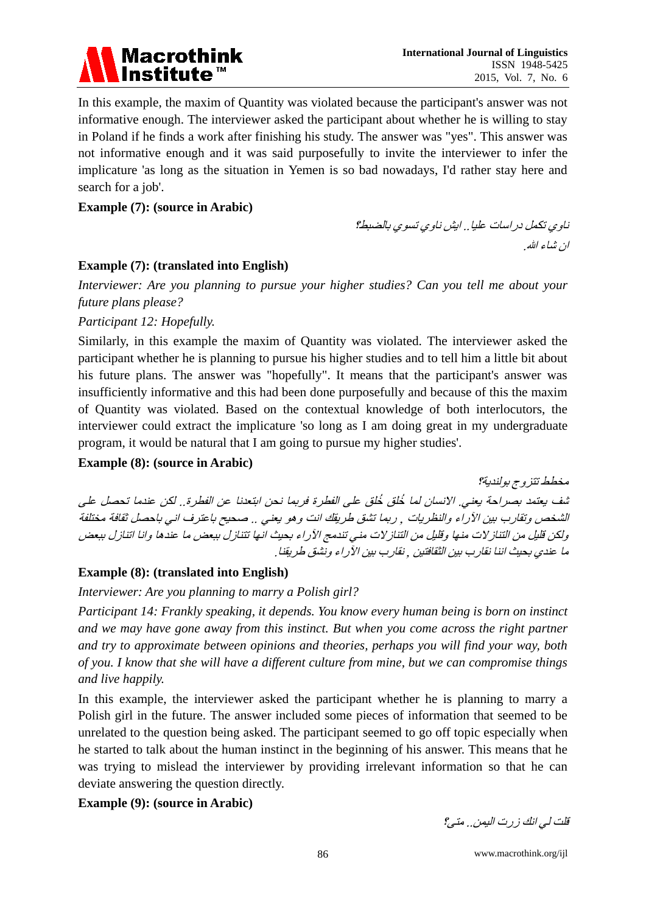In this example, the maxim of Quantity was violated because the participant's answer was not informative enough. The interviewer asked the participant about whether he is willing to stay in Poland if he finds a work after finishing his study. The answer was "yes". This answer was not informative enough and it was said purposefully to invite the interviewer to infer the implicature 'as long as the situation in Yemen is so bad nowadays, I'd rather stay here and search for a job'.

**Example (7): (source in Arabic)**

ناوي تكمل دراسات عليا.. ايش ناوي تسوي بالضبط؟

ان شاء الله.

**Example (7): (translated into English)**

*Interviewer: Are you planning to pursue your higher studies? Can you tell me about your future plans please?*

*Participant 12: Hopefully.*

Similarly, in this example the maxim of Quantity was violated. The interviewer asked the participant whether he is planning to pursue his higher studies and to tell him a little bit about his future plans. The answer was "hopefully". It means that the participant's answer was insufficiently informative and this had been done purposefully and because of this the maxim of Quantity was violated. Based on the contextual knowledge of both interlocutors, the interviewer could extract the implicature 'so long as I am doing great in my undergraduate program, it would be natural that I am going to pursue my higher studies'.

**Example (8): (source in Arabic)**

مخطط تتزوج بولندية؟

شف يعتمد بصراحة يعني. الانسان لما خُلق خُلق على الفطرة فربما نحن ابتعدنا عن الفطرة.. لكن عندما تحصل على الشخص وتقارب بين الآراء والنظريات , ربما تشق طريقك انت وهو يعني .. صحيح باعترف اني باحصل ثقافة مختلفة ولكن قليل من التنازلات منها وقليل من التنازلات مني تندمج الآراء بحيث انها تتنازل ببعض ما عندها وانا اتنازل ببعض ما عندي بحيث اننا نقارب بين الثقافتين , نقارب بين الآراء ونشق طريقنا.

**Example (8): (translated into English)**

*Interviewer: Are you planning to marry a Polish girl?*

*Participant 14: Frankly speaking, it depends. You know every human being is born on instinct and we may have gone away from this instinct. But when you come across the right partner and try to approximate between opinions and theories, perhaps you will find your way, both of you. I know that she will have a different culture from mine, but we can compromise things and live happily.*

In this example, the interviewer asked the participant whether he is planning to marry a Polish girl in the future. The answer included some pieces of information that seemed to be unrelated to the question being asked. The participant seemed to go off topic especially when he started to talk about the human instinct in the beginning of his answer. This means that he was trying to mislead the interviewer by providing irrelevant information so that he can deviate answering the question directly.

**Example (9): (source in Arabic)**

قلت لي انك زرت اليمن.. متى؟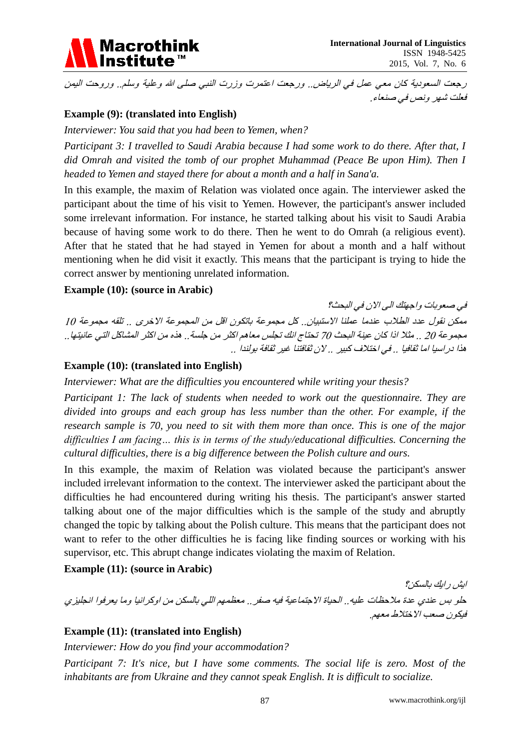رجعت السعودية كان معي عمل في الرياض.. ورجعت اعتمرت وزرت النبي صلى الله وعلية وسلم.. وروحت اليمن فعلت شهر ونص في صنعاء.

**Example (9): (translated into English)**

*Interviewer: You said that you had been to Yemen, when?*

*Participant 3: I travelled to Saudi Arabia because I had some work to do there. After that, I did Omrah and visited the tomb of our prophet Muhammad (Peace Be upon Him). Then I headed to Yemen and stayed there for about a month and a half in Sana'a.*

In this example, the maxim of Relation was violated once again. The interviewer asked the participant about the time of his visit to Yemen. However, the participant's answer included some irrelevant information. For instance, he started talking about his visit to Saudi Arabia because of having some work to do there. Then he went to do Omrah (a religious event). After that he stated that he had stayed in Yemen for about a month and a half without mentioning when he did visit it exactly. This means that the participant is trying to hide the correct answer by mentioning unrelated information.

**Example (10): (source in Arabic)**

في صعوبات واجهتك الى الان في البحث؟

ممكن نقول عدد الطلاب عندما عملنا الاستبيان.. كل مجموعة باتكون اقل من المجموعة الاخرى .. تلقه مجموعة 10 مجموعة 20 .. مثلا اذا كان عينة البحث 70 تحتاج انك تجلس معاهم اكثر من جلسة.. هذه من اكثر المشاكل التي عانيتها.. هذا دراسيا اما ثقافيا .. في اختلاف كبير .. لان ثقافتنا غير ثقافة بولندا ..

**Example (10): (translated into English)**

*Interviewer: What are the difficulties you encountered while writing your thesis?*

*Participant 1: The lack of students when needed to work out the questionnaire. They are divided into groups and each group has less number than the other. For example, if the research sample is 70, you need to sit with them more than once. This is one of the major difficulties I am facing… this is in terms of the study/*educational *difficulties. Concerning the cultural difficulties, there is a big difference between the Polish culture and ours.*

In this example, the maxim of Relation was violated because the participant's answer included irrelevant information to the context. The interviewer asked the participant about the difficulties he had encountered during writing his thesis. The participant's answer started talking about one of the major difficulties which is the sample of the study and abruptly changed the topic by talking about the Polish culture. This means that the participant does not want to refer to the other difficulties he is facing like finding sources or working with his supervisor, etc. This abrupt change indicates violating the maxim of Relation.

**Example (11): (source in Arabic)**

ايش رايك بالسكن؟

حلو بس عندي عدة ملاحظات عليه.. الحياة الاجتماعية فيه صفر.. معظمهم اللي بالسكن من اوكرانيا وما يعرفوا انجليزي فيكون صعب الاختلاط معهم.

**Example (11): (translated into English)**

*Interviewer: How do you find your accommodation?*

*Participant 7: It's nice, but I have some comments. The social life is zero. Most of the inhabitants are from Ukraine and they cannot speak English. It is difficult to socialize.*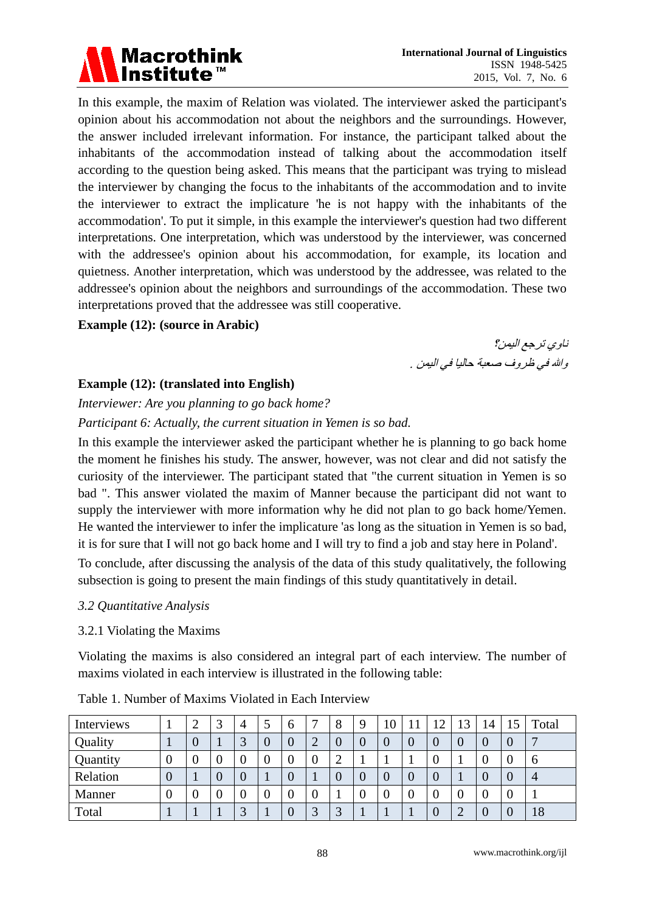In this example, the maxim of Relation was violated. The interviewer asked the participant's opinion about his accommodation not about the neighbors and the surroundings. However, the answer included irrelevant information. For instance, the participant talked about the inhabitants of the accommodation instead of talking about the accommodation itself according to the question being asked. This means that the participant was trying to mislead the interviewer by changing the focus to the inhabitants of the accommodation and to invite the interviewer to extract the implicature 'he is not happy with the inhabitants of the accommodation'. To put it simple, in this example the interviewer's question had two different interpretations. One interpretation, which was understood by the interviewer, was concerned with the addressee's opinion about his accommodation, for example, its location and quietness. Another interpretation, which was understood by the addressee, was related to the addressee's opinion about the neighbors and surroundings of the accommodation. These two interpretations proved that the addressee was still cooperative.

**Example (12): (source in Arabic)**

ناوي ترجع اليمن؟

والله في ظروف صعبة حاليا في اليمن .

**Example (12): (translated into English)**

*Interviewer: Are you planning to go back home?*

*Participant 6: Actually, the current situation in Yemen is so bad.*

In this example the interviewer asked the participant whether he is planning to go back home the moment he finishes his study. The answer, however, was not clear and did not satisfy the curiosity of the interviewer. The participant stated that "the current situation in Yemen is so bad ". This answer violated the maxim of Manner because the participant did not want to supply the interviewer with more information why he did not plan to go back home/Yemen. He wanted the interviewer to infer the implicature 'as long as the situation in Yemen is so bad, it is for sure that I will not go back home and I will try to find a job and stay here in Poland'.

To conclude, after discussing the analysis of the data of this study qualitatively, the following subsection is going to present the main findings of this study quantitatively in detail.

*3.2 Quantitative Analysis*

3.2.1 Violating the Maxims

Violating the maxims is also considered an integral part of each interview. The number of maxims violated in each interview is illustrated in the following table:

Table 1. Number of Maxims Violated in Each Interview

| Interviews | 1 | 2 | 3 | 4 | 5 | 6 | 7 | 8 | 9 | 10 | 11 | 12 | 13 | 14 | 15 | Total |
|---|---|---|---|---|---|---|---|---|---|---|---|---|---|---|---|---|
| Quality | 1 | 0 | 1 | 3 | 0 | 0 | 2 | 0 | 0 | 0 | 0 | 0 | 0 | 0 | 0 | 7 |
| Quantity | 0 | 0 | 0 | 0 | 0 | 0 | 0 | 2 | 1 | 1 | 1 | 0 | 1 | 0 | 0 | 6 |
| Relation | 0 | 1 | 0 | 0 | 1 | 0 | 1 | 0 | 0 | 0 | 0 | 0 | 1 | 0 | 0 | 4 |
| Manner | 0 | 0 | 0 | 0 | 0 | 0 | 0 | 1 | 0 | 0 | 0 | 0 | 0 | 0 | 0 | 1 |
| Total | 1 | 1 | 1 | 3 | 1 | 0 | 3 | 3 | 1 | 1 | 1 | 0 | 2 | 0 | 0 | 18 |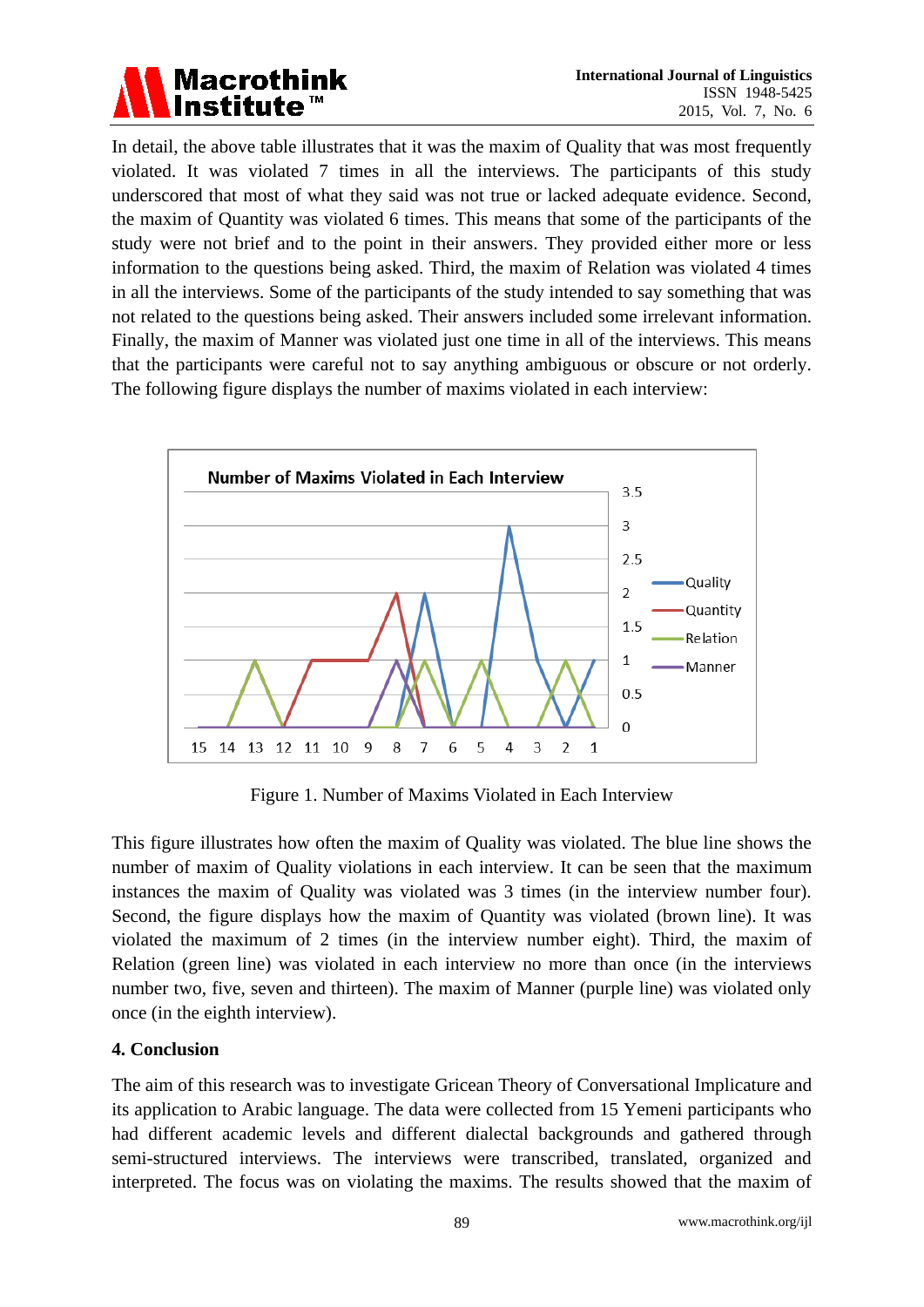In detail, the above table illustrates that it was the maxim of Quality that was most frequently violated. It was violated 7 times in all the interviews. The participants of this study underscored that most of what they said was not true or lacked adequate evidence. Second, the maxim of Quantity was violated 6 times. This means that some of the participants of the study were not brief and to the point in their answers. They provided either more or less information to the questions being asked. Third, the maxim of Relation was violated 4 times in all the interviews. Some of the participants of the study intended to say something that was not related to the questions being asked. Their answers included some irrelevant information. Finally, the maxim of Manner was violated just one time in all of the interviews. This means that the participants were careful not to say anything ambiguous or obscure or not orderly. The following figure displays the number of maxims violated in each interview:

Figure 1. Number of Maxims Violated in Each Interview

This figure illustrates how often the maxim of Quality was violated. The blue line shows the number of maxim of Quality violations in each interview. It can be seen that the maximum instances the maxim of Quality was violated was 3 times (in the interview number four). Second, the figure displays how the maxim of Quantity was violated (brown line). It was violated the maximum of 2 times (in the interview number eight). Third, the maxim of Relation (green line) was violated in each interview no more than once (in the interviews number two, five, seven and thirteen). The maxim of Manner (purple line) was violated only once (in the eighth interview).

### 4. Conclusion

The aim of this research was to investigate Gricean Theory of Conversational Implicature and its application to Arabic language. The data were collected from 15 Yemeni participants who had different academic levels and different dialectal backgrounds and gathered through semi-structured interviews. The interviews were transcribed, translated, organized and interpreted. The focus was on violating the maxims. The results showed that the maxim of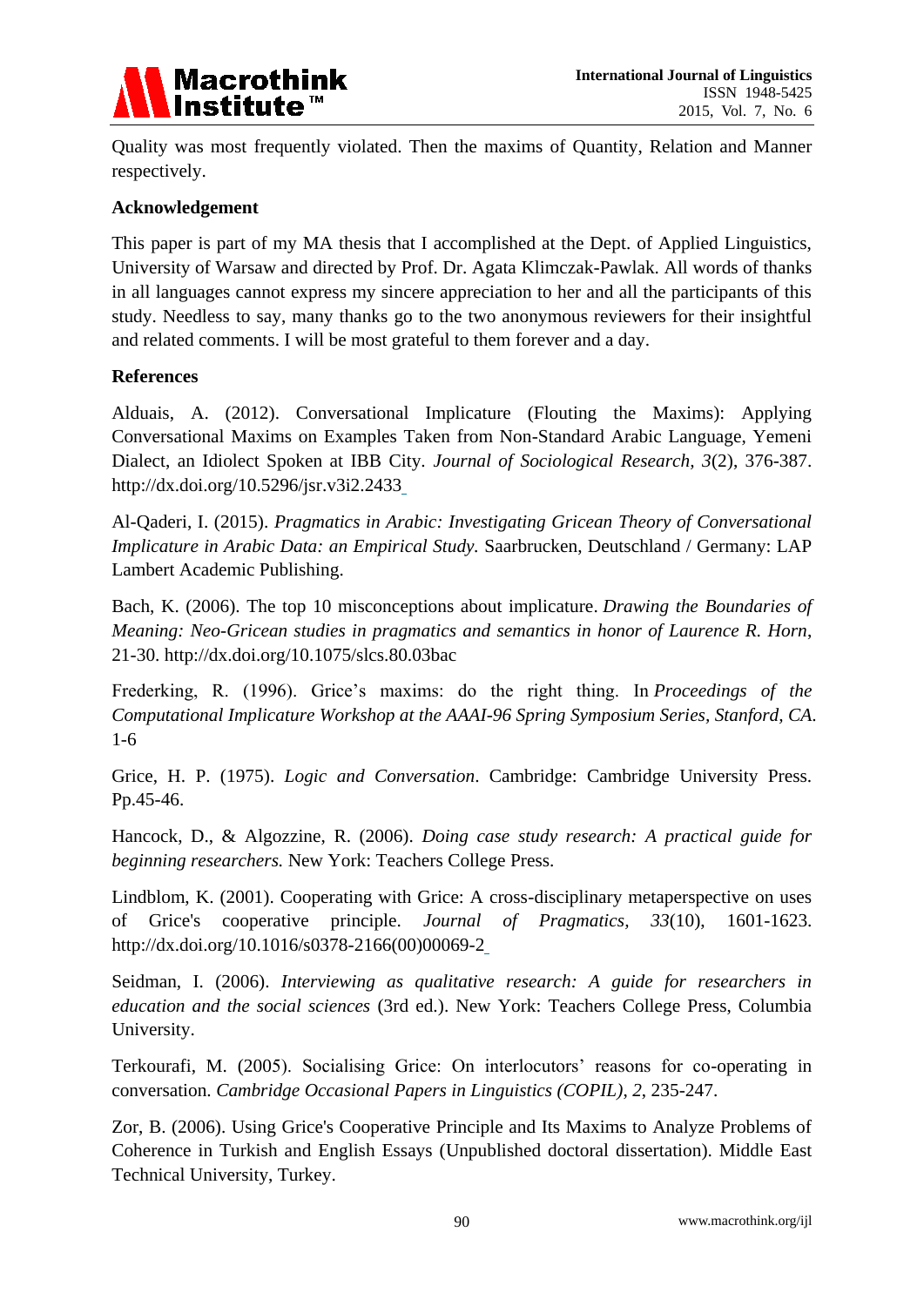Quality was most frequently violated. Then the maxims of Quantity, Relation and Manner respectively.

## Acknowledgement

This paper is part of my MA thesis that I accomplished at the Dept. of Applied Linguistics, University of Warsaw and directed by Prof. Dr. Agata Klimczak-Pawlak. All words of thanks in all languages cannot express my sincere appreciation to her and all the participants of this study. Needless to say, many thanks go to the two anonymous reviewers for their insightful and related comments. I will be most grateful to them forever and a day.

## References

Alduais, A. (2012). Conversational Implicature (Flouting the Maxims): Applying Conversational Maxims on Examples Taken from Non-Standard Arabic Language, Yemeni Dialect, an Idiolect Spoken at IBB City. *Journal of Sociological Research, 3*(2), 376-387. http://dx.doi.org/10.5296/jsr.v3i2.2433

Al-Qaderi, I. (2015). *Pragmatics in Arabic: Investigating Gricean Theory of Conversational Implicature in Arabic Data: an Empirical Study.* Saarbrucken, Deutschland / Germany: LAP Lambert Academic Publishing.

Bach, K. (2006). The top 10 misconceptions about implicature. *Drawing the Boundaries of Meaning: Neo-Gricean studies in pragmatics and semantics in honor of Laurence R. Horn*, 21-30. http://dx.doi.org/10.1075/slcs.80.03bac

Frederking, R. (1996). Grice's maxims: do the right thing. In *Proceedings of the Computational Implicature Workshop at the AAAI-96 Spring Symposium Series, Stanford, CA*. 1-6

Grice, H. P. (1975). *Logic and Conversation*. Cambridge: Cambridge University Press. Pp.45-46.

Hancock, D., & Algozzine, R. (2006). *Doing case study research: A practical guide for beginning researchers.* New York: Teachers College Press.

Lindblom, K. (2001). Cooperating with Grice: A cross-disciplinary metaperspective on uses of Grice's cooperative principle. *Journal of Pragmatics, 33*(10), 1601-1623. http://dx.doi.org/10.1016/s0378-2166(00)00069-2

Seidman, I. (2006). *Interviewing as qualitative research: A guide for researchers in education and the social sciences* (3rd ed.). New York: Teachers College Press, Columbia University.

Terkourafi, M. (2005). Socialising Grice: On interlocutors' reasons for co-operating in conversation. *Cambridge Occasional Papers in Linguistics (COPIL), 2*, 235-247.

Zor, B. (2006). Using Grice's Cooperative Principle and Its Maxims to Analyze Problems of Coherence in Turkish and English Essays (Unpublished doctoral dissertation). Middle East Technical University, Turkey.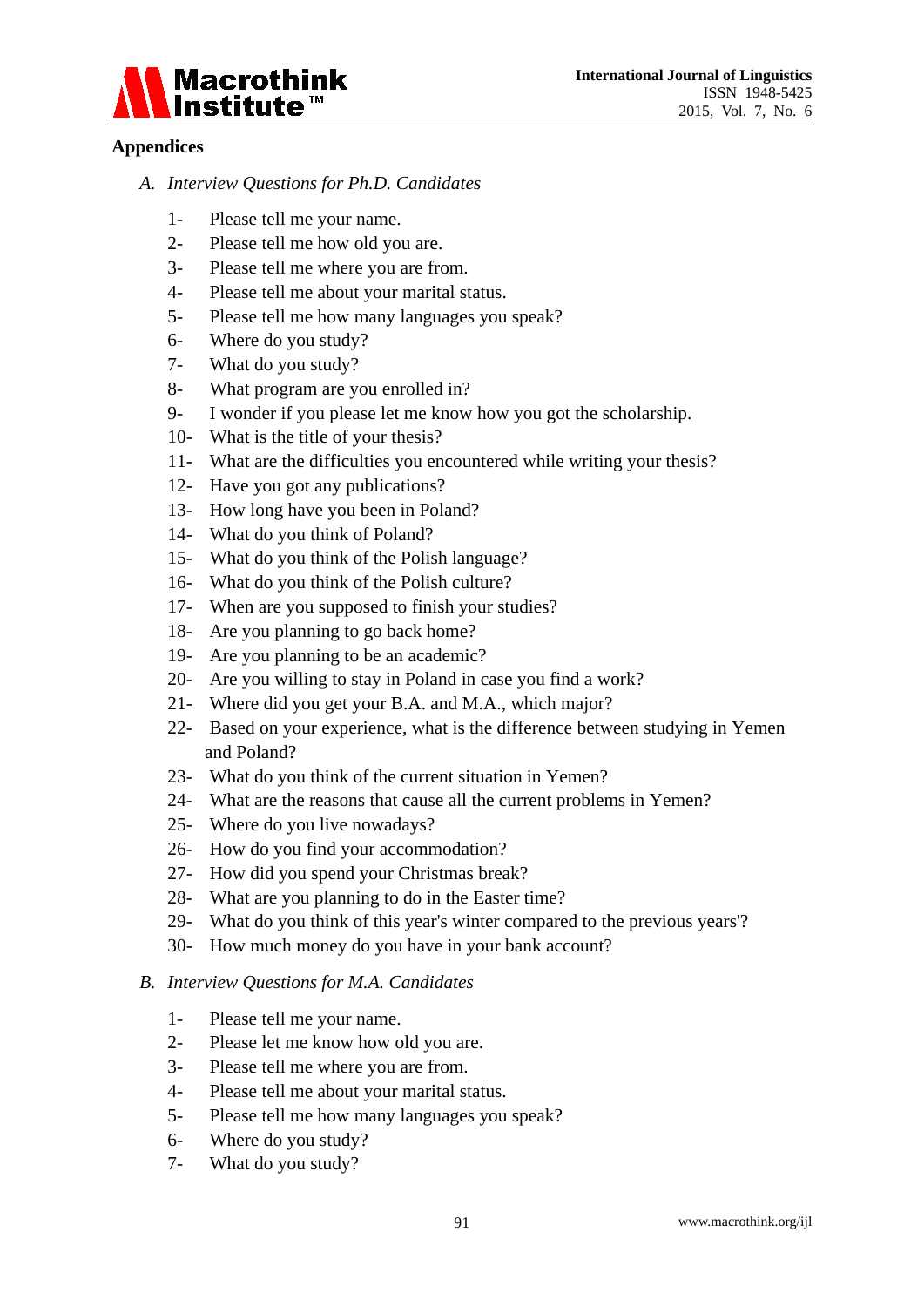## Appendices

*A. Interview Questions for Ph.D. Candidates*

1- Please tell me your name.
2- Please tell me how old you are.
3- Please tell me where you are from.
4- Please tell me about your marital status.
5- Please tell me how many languages you speak?
6- Where do you study?
7- What do you study?
8- What program are you enrolled in?
9- I wonder if you please let me know how you got the scholarship.
10- What is the title of your thesis?
11- What are the difficulties you encountered while writing your thesis?
12- Have you got any publications?
13- How long have you been in Poland?
14- What do you think of Poland?
15- What do you think of the Polish language?
16- What do you think of the Polish culture?
17- When are you supposed to finish your studies?
18- Are you planning to go back home?
19- Are you planning to be an academic?
20- Are you willing to stay in Poland in case you find a work?
21- Where did you get your B.A. and M.A., which major?
22- Based on your experience, what is the difference between studying in Yemen and Poland?
23- What do you think of the current situation in Yemen?
24- What are the reasons that cause all the current problems in Yemen?
25- Where do you live nowadays?
26- How do you find your accommodation?
27- How did you spend your Christmas break?
28- What are you planning to do in the Easter time?
29- What do you think of this year's winter compared to the previous years'?
30- How much money do you have in your bank account?

*B. Interview Questions for M.A. Candidates*

1- Please tell me your name.
2- Please let me know how old you are.
3- Please tell me where you are from.
4- Please tell me about your marital status.
5- Please tell me how many languages you speak?
6- Where do you study?
7- What do you study?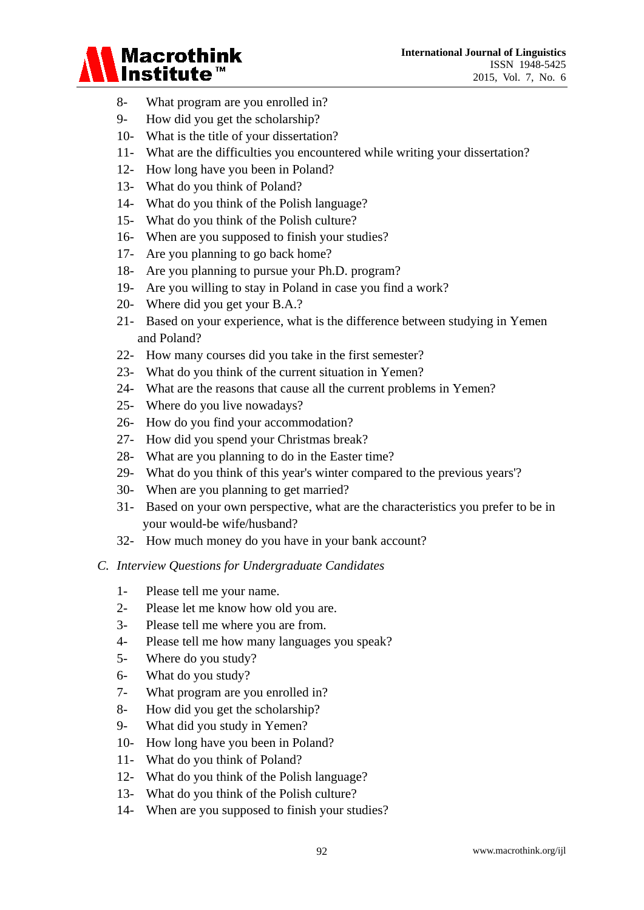8- What program are you enrolled in?
9- How did you get the scholarship?
10- What is the title of your dissertation?
11- What are the difficulties you encountered while writing your dissertation?
12- How long have you been in Poland?
13- What do you think of Poland?
14- What do you think of the Polish language?
15- What do you think of the Polish culture?
16- When are you supposed to finish your studies?
17- Are you planning to go back home?
18- Are you planning to pursue your Ph.D. program?
19- Are you willing to stay in Poland in case you find a work?
20- Where did you get your B.A.?
21- Based on your experience, what is the difference between studying in Yemen and Poland?
22- How many courses did you take in the first semester?
23- What do you think of the current situation in Yemen?
24- What are the reasons that cause all the current problems in Yemen?
25- Where do you live nowadays?
26- How do you find your accommodation?
27- How did you spend your Christmas break?
28- What are you planning to do in the Easter time?
29- What do you think of this year's winter compared to the previous years'?
30- When are you planning to get married?
31- Based on your own perspective, what are the characteristics you prefer to be in your would-be wife/husband?
32- How much money do you have in your bank account?

*C. Interview Questions for Undergraduate Candidates*

1- Please tell me your name.
2- Please let me know how old you are.
3- Please tell me where you are from.
4- Please tell me how many languages you speak?
5- Where do you study?
6- What do you study?
7- What program are you enrolled in?
8- How did you get the scholarship?
9- What did you study in Yemen?
10- How long have you been in Poland?
11- What do you think of Poland?
12- What do you think of the Polish language?
13- What do you think of the Polish culture?
14- When are you supposed to finish your studies?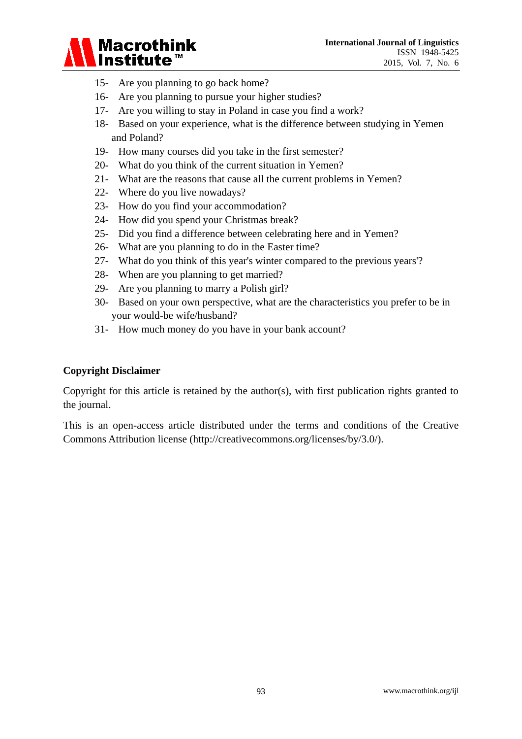15- Are you planning to go back home?

16- Are you planning to pursue your higher studies?

17- Are you willing to stay in Poland in case you find a work?

18- Based on your experience, what is the difference between studying in Yemen and Poland?

19- How many courses did you take in the first semester?

20- What do you think of the current situation in Yemen?

21- What are the reasons that cause all the current problems in Yemen?

22- Where do you live nowadays?

23- How do you find your accommodation?

24- How did you spend your Christmas break?

25- Did you find a difference between celebrating here and in Yemen?

26- What are you planning to do in the Easter time?

27- What do you think of this year's winter compared to the previous years'?

28- When are you planning to get married?

29- Are you planning to marry a Polish girl?

30- Based on your own perspective, what are the characteristics you prefer to be in your would-be wife/husband?

31- How much money do you have in your bank account?

## Copyright Disclaimer

Copyright for this article is retained by the author(s), with first publication rights granted to the journal.

This is an open-access article distributed under the terms and conditions of the Creative Commons Attribution license (http://creativecommons.org/licenses/by/3.0/).